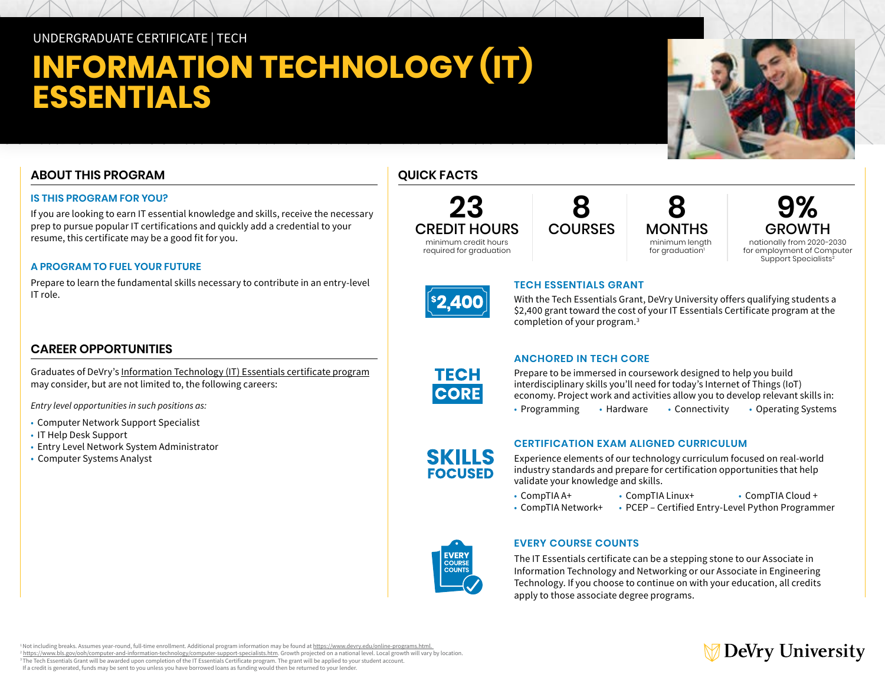UNDERGRADUATE CERTIFICATE | TECH

# INFORMATION TECHNOLOGY (IT) ESSENTIALS

## ABOUT THIS PROGRAM

### IS THIS PROGRAM FOR YOU?

If you are looking to earn IT essential knowledge and skills, receive the necessary prep to pursue popular IT certifications and quickly add a credential to your resume, this certificate may be a good fit for you.

### A PROGRAM TO FUEL YOUR FUTURE

Prepare to learn the fundamental skills necessary to contribute in an entry-level IT role.

## CAREER OPPORTUNITIES

Graduates of DeVry's Information Technology (IT) Essentials certificate program may consider, but are not limited to, the following careers:

*Entry level opportunities in such positions as:*

- Computer Network Support Specialist
- IT Help Desk Support
- Entry Level Network System Administrator
- Computer Systems Analyst

## QUICK FACTS

**23 CREDIT HOURS**
minimum credit hours required for graduation

**8 COURSES**

**8 MONTHS**
minimum length for graduation[1]

**9% GROWTH**
nationally from 2020-2030 for employment of Computer Support Specialists[2]

**$2,400**

### TECH ESSENTIALS GRANT

With the Tech Essentials Grant, DeVry University offers qualifying students a $2,400 grant toward the cost of your IT Essentials Certificate program at the completion of your program.[3]

**TECH CORE**

### ANCHORED IN TECH CORE

Prepare to be immersed in coursework designed to help you build interdisciplinary skills you'll need for today's Internet of Things (IoT) economy. Project work and activities allow you to develop relevant skills in:

- Programming
- Hardware
- Connectivity
- Operating Systems

**SKILLS FOCUSED**

### CERTIFICATION EXAM ALIGNED CURRICULUM

Experience elements of our technology curriculum focused on real-world industry standards and prepare for certification opportunities that help validate your knowledge and skills.

- CompTIA A+
- CompTIA Linux+
- CompTIA Cloud +
- CompTIA Network+
- PCEP – Certified Entry-Level Python Programmer

**EVERY COURSE COUNTS**

### EVERY COURSE COUNTS

The IT Essentials certificate can be a stepping stone to our Associate in Information Technology and Networking or our Associate in Engineering Technology. If you choose to continue on with your education, all credits apply to those associate degree programs.

[1] Not including breaks. Assumes year-round, full-time enrollment. Additional program information may be found at https://www.devry.edu/online-programs.html.
[2] https://www.bls.gov/ooh/computer-and-information-technology/computer-support-specialists.htm. Growth projected on a national level. Local growth will vary by location.
[3] The Tech Essentials Grant will be awarded upon completion of the IT Essentials Certificate program. The grant will be applied to your student account. If a credit is generated, funds may be sent to you unless you have borrowed loans as funding would then be returned to your lender.

DeVry University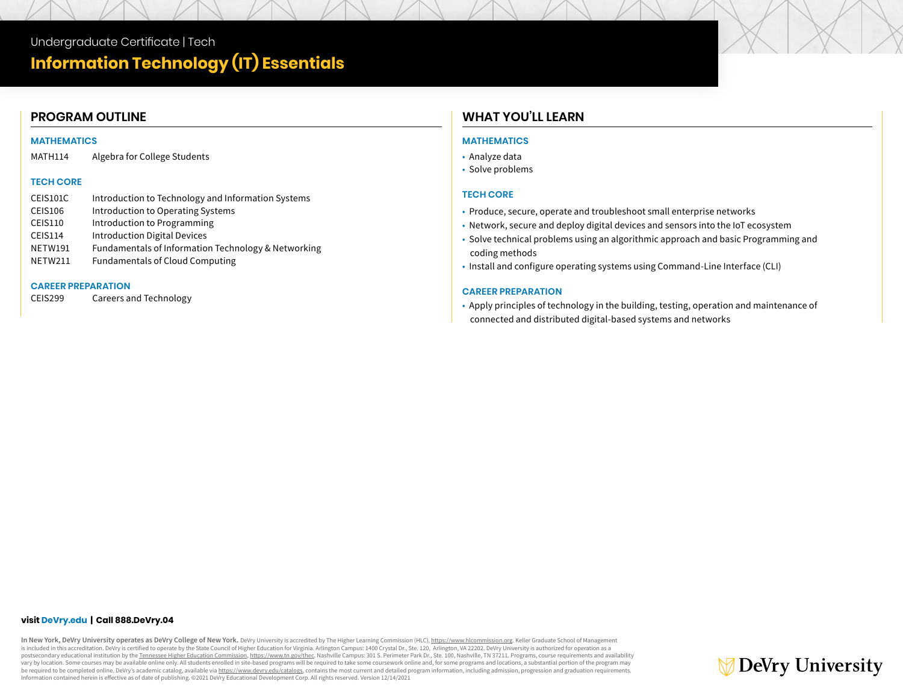Undergraduate Certificate | Tech

# Information Technology (IT) Essentials

## PROGRAM OUTLINE

### MATHEMATICS

| | |
|---|---|
| MATH114 | Algebra for College Students |

### TECH CORE

| | |
|---|---|
| CEIS101C | Introduction to Technology and Information Systems |
| CEIS106 | Introduction to Operating Systems |
| CEIS110 | Introduction to Programming |
| CEIS114 | Introduction Digital Devices |
| NETW191 | Fundamentals of Information Technology & Networking |
| NETW211 | Fundamentals of Cloud Computing |

### CAREER PREPARATION

| | |
|---|---|
| CEIS299 | Careers and Technology |

## WHAT YOU'LL LEARN

### MATHEMATICS

- Analyze data
- Solve problems

### TECH CORE

- Produce, secure, operate and troubleshoot small enterprise networks
- Network, secure and deploy digital devices and sensors into the IoT ecosystem
- Solve technical problems using an algorithmic approach and basic Programming and coding methods
- Install and configure operating systems using Command-Line Interface (CLI)

### CAREER PREPARATION

- Apply principles of technology in the building, testing, operation and maintenance of connected and distributed digital-based systems and networks

**visit DeVry.edu | Call 888.DeVry.04**

**In New York, DeVry University operates as DeVry College of New York.** DeVry University is accredited by The Higher Learning Commission (HLC), https://www.hlcommission.org. Keller Graduate School of Management is included in this accreditation. DeVry is certified to operate by the State Council of Higher Education for Virginia. Arlington Campus: 1400 Crystal Dr., Ste. 120, Arlington, VA 22202. DeVry University is authorized for operation as a postsecondary educational institution by the Tennessee Higher Education Commission, https://www.tn.gov/thec. Nashville Campus: 301 S. Perimeter Park Dr., Ste. 100, Nashville, TN 37211. Programs, course requirements and availability vary by location. Some courses may be available online only. All students enrolled in site-based programs will be required to take some coursework online and, for some programs and locations, a substantial portion of the program may be required to be completed online. DeVry's academic catalog, available via https://www.devry.edu/catalogs, contains the most current and detailed program information, including admission, progression and graduation requirements. Information contained herein is effective as of date of publishing. ©2021 DeVry Educational Development Corp. All rights reserved. Version 12/14/2021

DeVry University